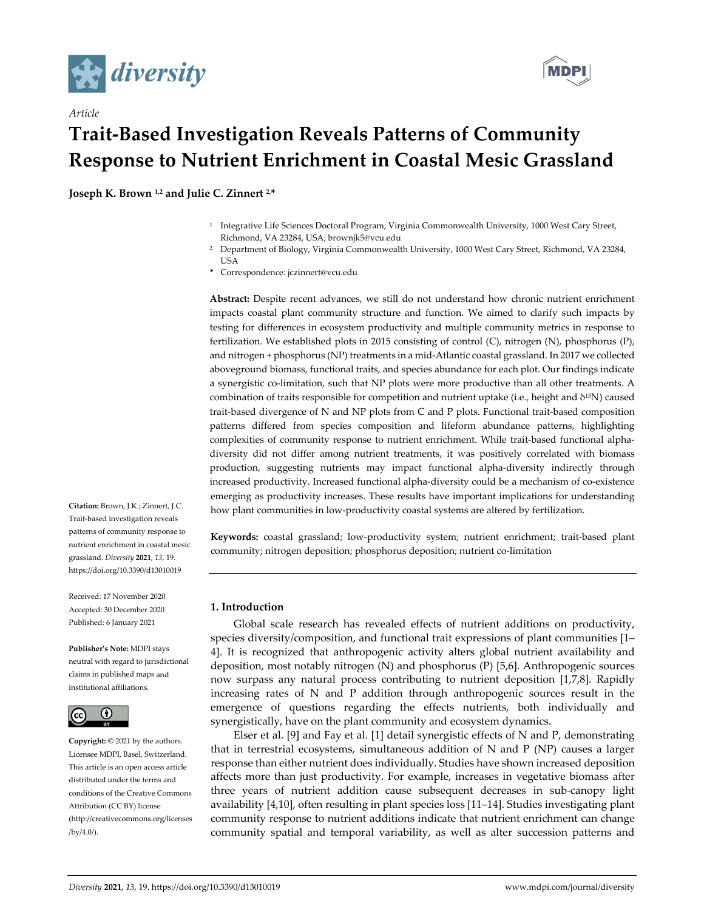*Article*

# Trait-Based Investigation Reveals Patterns of Community Response to Nutrient Enrichment in Coastal Mesic Grassland

**Joseph K. Brown [1,2] and Julie C. Zinnert [2,*]**

[1] Integrative Life Sciences Doctoral Program, Virginia Commonwealth University, 1000 West Cary Street, Richmond, VA 23284, USA; brownjk5@vcu.edu

[2] Department of Biology, Virginia Commonwealth University, 1000 West Cary Street, Richmond, VA 23284, USA

* Correspondence: jczinnert@vcu.edu

**Abstract:** Despite recent advances, we still do not understand how chronic nutrient enrichment impacts coastal plant community structure and function. We aimed to clarify such impacts by testing for differences in ecosystem productivity and multiple community metrics in response to fertilization. We established plots in 2015 consisting of control (C), nitrogen (N), phosphorus (P), and nitrogen + phosphorus (NP) treatments in a mid-Atlantic coastal grassland. In 2017 we collected aboveground biomass, functional traits, and species abundance for each plot. Our findings indicate a synergistic co-limitation, such that NP plots were more productive than all other treatments. A combination of traits responsible for competition and nutrient uptake (i.e., height and $\delta^{15}N$) caused trait-based divergence of N and NP plots from C and P plots. Functional trait-based composition patterns differed from species composition and lifeform abundance patterns, highlighting complexities of community response to nutrient enrichment. While trait-based functional alpha-diversity did not differ among nutrient treatments, it was positively correlated with biomass production, suggesting nutrients may impact functional alpha-diversity indirectly through increased productivity. Increased functional alpha-diversity could be a mechanism of co-existence emerging as productivity increases. These results have important implications for understanding how plant communities in low-productivity coastal systems are altered by fertilization.

**Keywords:** coastal grassland; low-productivity system; nutrient enrichment; trait-based plant community; nitrogen deposition; phosphorus deposition; nutrient co-limitation

**Citation:** Brown, J.K.; Zinnert, J.C. Trait-based investigation reveals patterns of community response to nutrient enrichment in coastal mesic grassland. *Diversity* **2021**, *13*, 19. https://doi.org/10.3390/d13010019

Received: 17 November 2020
Accepted: 30 December 2020
Published: 6 January 2021

**Publisher's Note:** MDPI stays neutral with regard to jurisdictional claims in published maps and institutional affiliations.

**Copyright:** © 2021 by the authors. Licensee MDPI, Basel, Switzerland. This article is an open access article distributed under the terms and conditions of the Creative Commons Attribution (CC BY) license (http://creativecommons.org/licenses/by/4.0/).

## 1. Introduction

Global scale research has revealed effects of nutrient additions on productivity, species diversity/composition, and functional trait expressions of plant communities [1–4]. It is recognized that anthropogenic activity alters global nutrient availability and deposition, most notably nitrogen (N) and phosphorus (P) [5,6]. Anthropogenic sources now surpass any natural process contributing to nutrient deposition [1,7,8]. Rapidly increasing rates of N and P addition through anthropogenic sources result in the emergence of questions regarding the effects nutrients, both individually and synergistically, have on the plant community and ecosystem dynamics.

Elser et al. [9] and Fay et al. [1] detail synergistic effects of N and P, demonstrating that in terrestrial ecosystems, simultaneous addition of N and P (NP) causes a larger response than either nutrient does individually. Studies have shown increased deposition affects more than just productivity. For example, increases in vegetative biomass after three years of nutrient addition cause subsequent decreases in sub-canopy light availability [4,10], often resulting in plant species loss [11–14]. Studies investigating plant community response to nutrient additions indicate that nutrient enrichment can change community spatial and temporal variability, as well as alter succession patterns and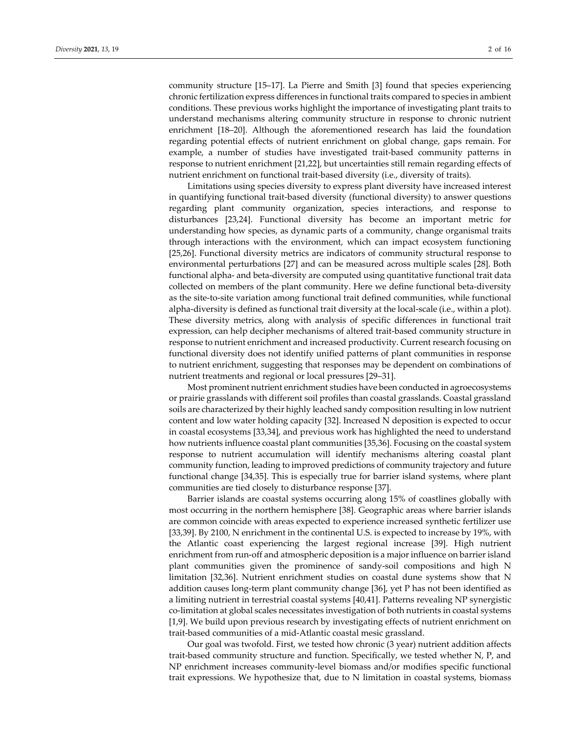community structure [15–17]. La Pierre and Smith [3] found that species experiencing chronic fertilization express differences in functional traits compared to species in ambient conditions. These previous works highlight the importance of investigating plant traits to understand mechanisms altering community structure in response to chronic nutrient enrichment [18–20]. Although the aforementioned research has laid the foundation regarding potential effects of nutrient enrichment on global change, gaps remain. For example, a number of studies have investigated trait-based community patterns in response to nutrient enrichment [21,22], but uncertainties still remain regarding effects of nutrient enrichment on functional trait-based diversity (i.e., diversity of traits).

Limitations using species diversity to express plant diversity have increased interest in quantifying functional trait-based diversity (functional diversity) to answer questions regarding plant community organization, species interactions, and response to disturbances [23,24]. Functional diversity has become an important metric for understanding how species, as dynamic parts of a community, change organismal traits through interactions with the environment, which can impact ecosystem functioning [25,26]. Functional diversity metrics are indicators of community structural response to environmental perturbations [27] and can be measured across multiple scales [28]. Both functional alpha- and beta-diversity are computed using quantitative functional trait data collected on members of the plant community. Here we define functional beta-diversity as the site-to-site variation among functional trait defined communities, while functional alpha-diversity is defined as functional trait diversity at the local-scale (i.e., within a plot). These diversity metrics, along with analysis of specific differences in functional trait expression, can help decipher mechanisms of altered trait-based community structure in response to nutrient enrichment and increased productivity. Current research focusing on functional diversity does not identify unified patterns of plant communities in response to nutrient enrichment, suggesting that responses may be dependent on combinations of nutrient treatments and regional or local pressures [29–31].

Most prominent nutrient enrichment studies have been conducted in agroecosystems or prairie grasslands with different soil profiles than coastal grasslands. Coastal grassland soils are characterized by their highly leached sandy composition resulting in low nutrient content and low water holding capacity [32]. Increased N deposition is expected to occur in coastal ecosystems [33,34], and previous work has highlighted the need to understand how nutrients influence coastal plant communities [35,36]. Focusing on the coastal system response to nutrient accumulation will identify mechanisms altering coastal plant community function, leading to improved predictions of community trajectory and future functional change [34,35]. This is especially true for barrier island systems, where plant communities are tied closely to disturbance response [37].

Barrier islands are coastal systems occurring along 15% of coastlines globally with most occurring in the northern hemisphere [38]. Geographic areas where barrier islands are common coincide with areas expected to experience increased synthetic fertilizer use [33,39]. By 2100, N enrichment in the continental U.S. is expected to increase by 19%, with the Atlantic coast experiencing the largest regional increase [39]. High nutrient enrichment from run-off and atmospheric deposition is a major influence on barrier island plant communities given the prominence of sandy-soil compositions and high N limitation [32,36]. Nutrient enrichment studies on coastal dune systems show that N addition causes long-term plant community change [36], yet P has not been identified as a limiting nutrient in terrestrial coastal systems [40,41]. Patterns revealing NP synergistic co-limitation at global scales necessitates investigation of both nutrients in coastal systems [1,9]. We build upon previous research by investigating effects of nutrient enrichment on trait-based communities of a mid-Atlantic coastal mesic grassland.

Our goal was twofold. First, we tested how chronic (3 year) nutrient addition affects trait-based community structure and function. Specifically, we tested whether N, P, and NP enrichment increases community-level biomass and/or modifies specific functional trait expressions. We hypothesize that, due to N limitation in coastal systems, biomass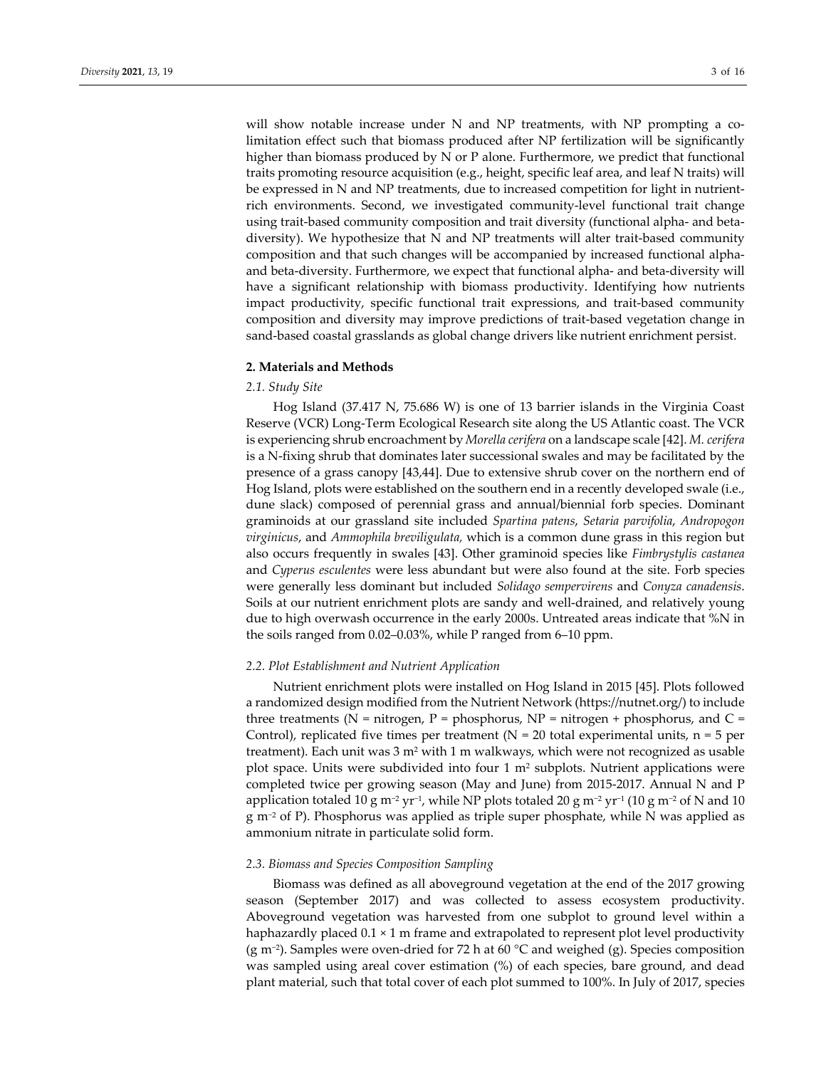will show notable increase under N and NP treatments, with NP prompting a co-limitation effect such that biomass produced after NP fertilization will be significantly higher than biomass produced by N or P alone. Furthermore, we predict that functional traits promoting resource acquisition (e.g., height, specific leaf area, and leaf N traits) will be expressed in N and NP treatments, due to increased competition for light in nutrient-rich environments. Second, we investigated community-level functional trait change using trait-based community composition and trait diversity (functional alpha- and beta-diversity). We hypothesize that N and NP treatments will alter trait-based community composition and that such changes will be accompanied by increased functional alpha- and beta-diversity. Furthermore, we expect that functional alpha- and beta-diversity will have a significant relationship with biomass productivity. Identifying how nutrients impact productivity, specific functional trait expressions, and trait-based community composition and diversity may improve predictions of trait-based vegetation change in sand-based coastal grasslands as global change drivers like nutrient enrichment persist.

## 2. Materials and Methods

### *2.1. Study Site*

Hog Island (37.417 N, 75.686 W) is one of 13 barrier islands in the Virginia Coast Reserve (VCR) Long-Term Ecological Research site along the US Atlantic coast. The VCR is experiencing shrub encroachment by *Morella cerifera* on a landscape scale [42]. *M. cerifera* is a N-fixing shrub that dominates later successional swales and may be facilitated by the presence of a grass canopy [43,44]. Due to extensive shrub cover on the northern end of Hog Island, plots were established on the southern end in a recently developed swale (i.e., dune slack) composed of perennial grass and annual/biennial forb species. Dominant graminoids at our grassland site included *Spartina patens*, *Setaria parvifolia*, *Andropogon virginicus*, and *Ammophila breviligulata,* which is a common dune grass in this region but also occurs frequently in swales [43]. Other graminoid species like *Fimbrystylis castanea* and *Cyperus esculentes* were less abundant but were also found at the site. Forb species were generally less dominant but included *Solidago sempervirens* and *Conyza canadensis*. Soils at our nutrient enrichment plots are sandy and well-drained, and relatively young due to high overwash occurrence in the early 2000s. Untreated areas indicate that %N in the soils ranged from 0.02–0.03%, while P ranged from 6–10 ppm.

### *2.2. Plot Establishment and Nutrient Application*

Nutrient enrichment plots were installed on Hog Island in 2015 [45]. Plots followed a randomized design modified from the Nutrient Network (https://nutnet.org/) to include three treatments (N = nitrogen, P = phosphorus, NP = nitrogen + phosphorus, and C = Control), replicated five times per treatment (N = 20 total experimental units, n = 5 per treatment). Each unit was 3 $m^2$ with 1 m walkways, which were not recognized as usable plot space. Units were subdivided into four 1 $m^2$ subplots. Nutrient applications were completed twice per growing season (May and June) from 2015-2017. Annual N and P application totaled 10 g $m^{-2}$ $yr^{-1}$, while NP plots totaled 20 g $m^{-2}$ $yr^{-1}$ (10 g $m^{-2}$ of N and 10 g $m^{-2}$ of P). Phosphorus was applied as triple super phosphate, while N was applied as ammonium nitrate in particulate solid form.

### *2.3. Biomass and Species Composition Sampling*

Biomass was defined as all aboveground vegetation at the end of the 2017 growing season (September 2017) and was collected to assess ecosystem productivity. Aboveground vegetation was harvested from one subplot to ground level within a haphazardly placed 0.1 × 1 m frame and extrapolated to represent plot level productivity (g $m^{-2}$). Samples were oven-dried for 72 h at 60 °C and weighed (g). Species composition was sampled using areal cover estimation (%) of each species, bare ground, and dead plant material, such that total cover of each plot summed to 100%. In July of 2017, species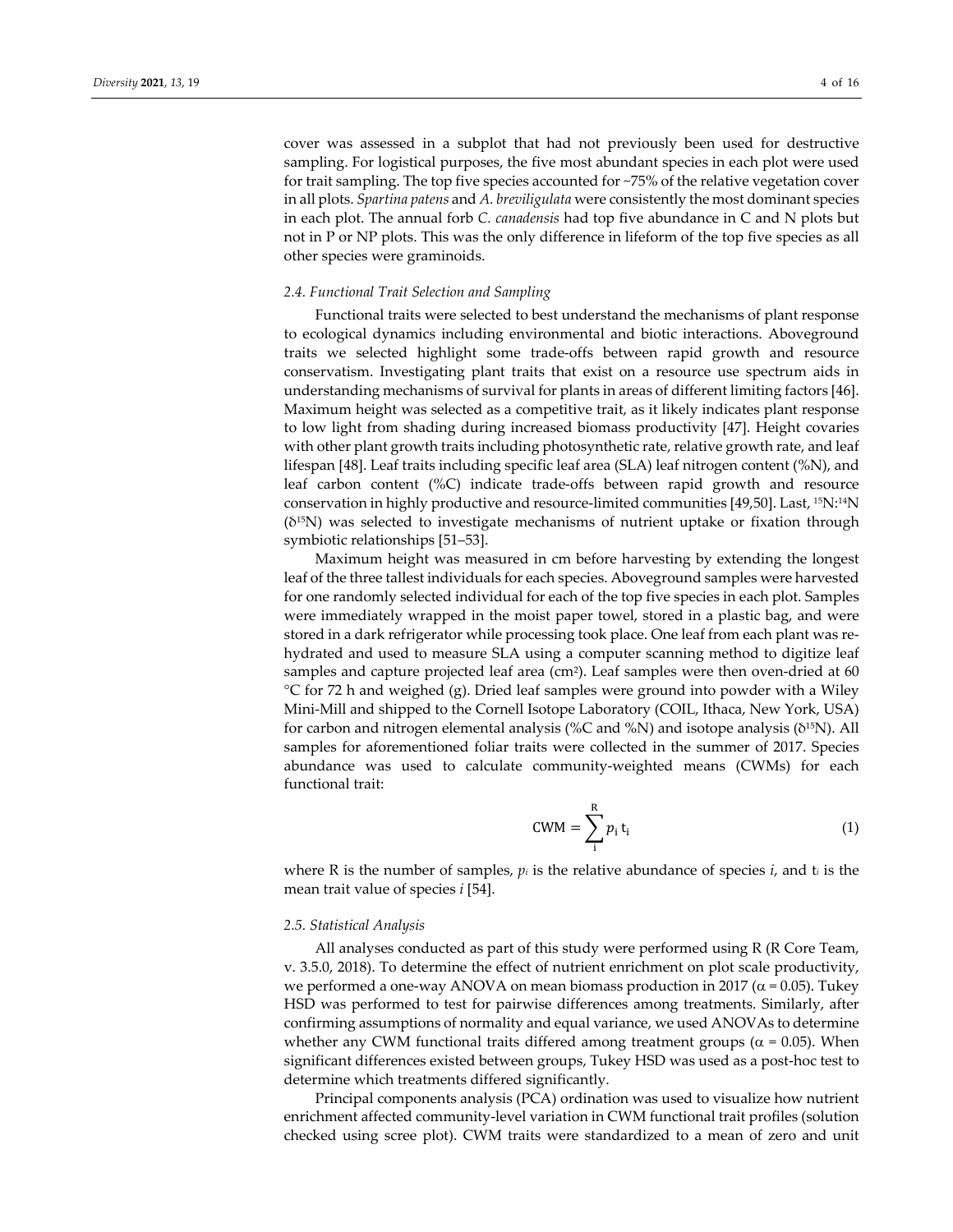cover was assessed in a subplot that had not previously been used for destructive sampling. For logistical purposes, the five most abundant species in each plot were used for trait sampling. The top five species accounted for ~75% of the relative vegetation cover in all plots. *Spartina patens* and *A. breviligulata* were consistently the most dominant species in each plot. The annual forb *C. canadensis* had top five abundance in C and N plots but not in P or NP plots. This was the only difference in lifeform of the top five species as all other species were graminoids.

### 2.4. Functional Trait Selection and Sampling

Functional traits were selected to best understand the mechanisms of plant response to ecological dynamics including environmental and biotic interactions. Aboveground traits we selected highlight some trade-offs between rapid growth and resource conservatism. Investigating plant traits that exist on a resource use spectrum aids in understanding mechanisms of survival for plants in areas of different limiting factors [46]. Maximum height was selected as a competitive trait, as it likely indicates plant response to low light from shading during increased biomass productivity [47]. Height covaries with other plant growth traits including photosynthetic rate, relative growth rate, and leaf lifespan [48]. Leaf traits including specific leaf area (SLA) leaf nitrogen content (%N), and leaf carbon content (%C) indicate trade-offs between rapid growth and resource conservation in highly productive and resource-limited communities [49,50]. Last, $^{15}N$:$^{14}N$ ($\delta^{15}N$) was selected to investigate mechanisms of nutrient uptake or fixation through symbiotic relationships [51–53].

Maximum height was measured in cm before harvesting by extending the longest leaf of the three tallest individuals for each species. Aboveground samples were harvested for one randomly selected individual for each of the top five species in each plot. Samples were immediately wrapped in the moist paper towel, stored in a plastic bag, and were stored in a dark refrigerator while processing took place. One leaf from each plant was re-hydrated and used to measure SLA using a computer scanning method to digitize leaf samples and capture projected leaf area ($cm^2$). Leaf samples were then oven-dried at 60 °C for 72 h and weighed (g). Dried leaf samples were ground into powder with a Wiley Mini-Mill and shipped to the Cornell Isotope Laboratory (COIL, Ithaca, New York, USA) for carbon and nitrogen elemental analysis (%C and %N) and isotope analysis ($\delta^{15}N$). All samples for aforementioned foliar traits were collected in the summer of 2017. Species abundance was used to calculate community-weighted means (CWMs) for each functional trait:

$$\text{CWM} = \sum_{i}^{R} p_i \, t_i \quad (1)$$

where R is the number of samples, $p_i$ is the relative abundance of species $i$, and $t_i$ is the mean trait value of species $i$ [54].

### 2.5. Statistical Analysis

All analyses conducted as part of this study were performed using R (R Core Team, v. 3.5.0, 2018). To determine the effect of nutrient enrichment on plot scale productivity, we performed a one-way ANOVA on mean biomass production in 2017 ($\alpha = 0.05$). Tukey HSD was performed to test for pairwise differences among treatments. Similarly, after confirming assumptions of normality and equal variance, we used ANOVAs to determine whether any CWM functional traits differed among treatment groups ($\alpha = 0.05$). When significant differences existed between groups, Tukey HSD was used as a post-hoc test to determine which treatments differed significantly.

Principal components analysis (PCA) ordination was used to visualize how nutrient enrichment affected community-level variation in CWM functional trait profiles (solution checked using scree plot). CWM traits were standardized to a mean of zero and unit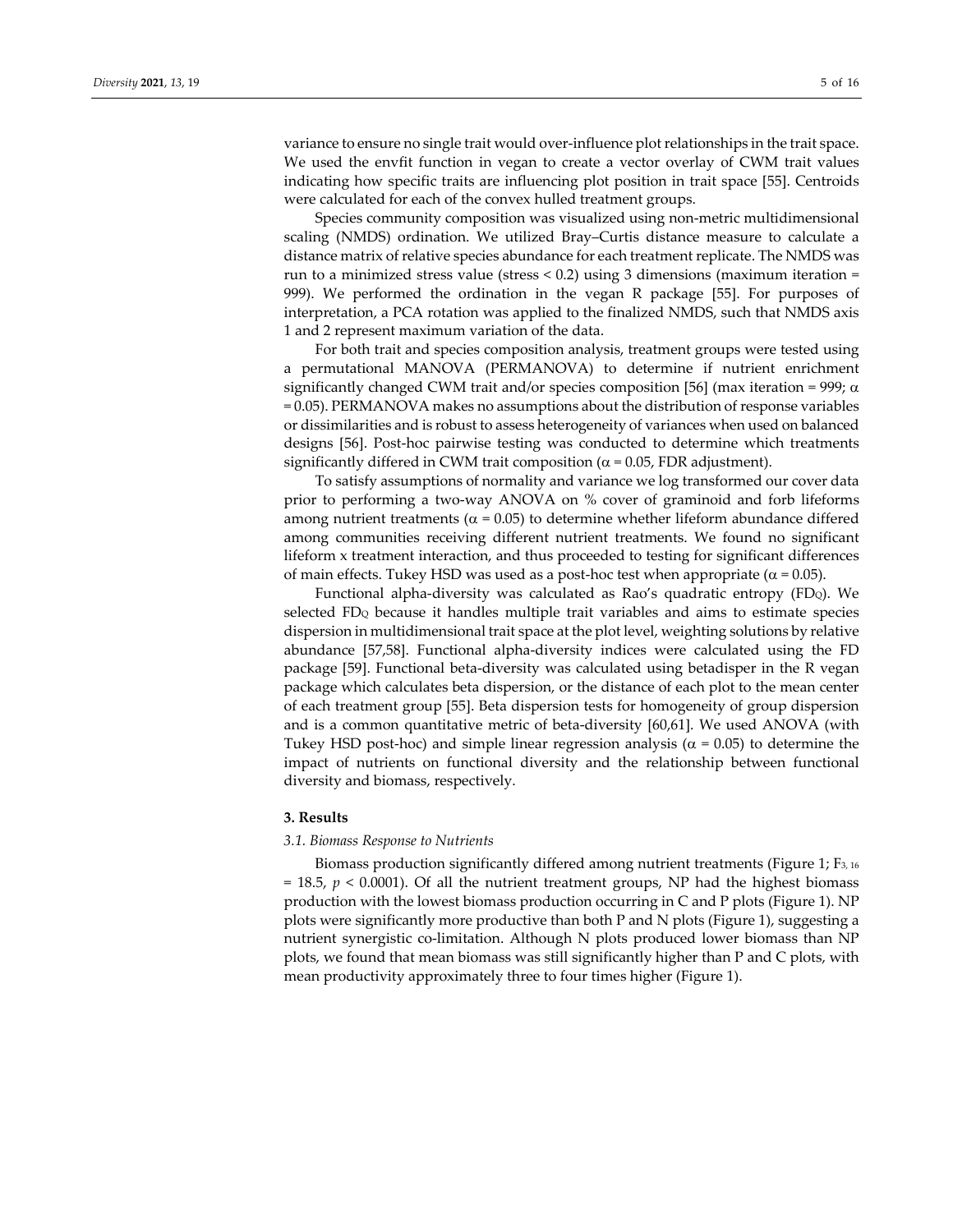variance to ensure no single trait would over-influence plot relationships in the trait space. We used the envfit function in vegan to create a vector overlay of CWM trait values indicating how specific traits are influencing plot position in trait space [55]. Centroids were calculated for each of the convex hulled treatment groups.

Species community composition was visualized using non-metric multidimensional scaling (NMDS) ordination. We utilized Bray–Curtis distance measure to calculate a distance matrix of relative species abundance for each treatment replicate. The NMDS was run to a minimized stress value (stress < 0.2) using 3 dimensions (maximum iteration = 999). We performed the ordination in the vegan R package [55]. For purposes of interpretation, a PCA rotation was applied to the finalized NMDS, such that NMDS axis 1 and 2 represent maximum variation of the data.

For both trait and species composition analysis, treatment groups were tested using a permutational MANOVA (PERMANOVA) to determine if nutrient enrichment significantly changed CWM trait and/or species composition [56] (max iteration = 999; $\alpha = 0.05$). PERMANOVA makes no assumptions about the distribution of response variables or dissimilarities and is robust to assess heterogeneity of variances when used on balanced designs [56]. Post-hoc pairwise testing was conducted to determine which treatments significantly differed in CWM trait composition ($\alpha = 0.05$, FDR adjustment).

To satisfy assumptions of normality and variance we log transformed our cover data prior to performing a two-way ANOVA on % cover of graminoid and forb lifeforms among nutrient treatments ($\alpha = 0.05$) to determine whether lifeform abundance differed among communities receiving different nutrient treatments. We found no significant lifeform x treatment interaction, and thus proceeded to testing for significant differences of main effects. Tukey HSD was used as a post-hoc test when appropriate ($\alpha = 0.05$).

Functional alpha-diversity was calculated as Rao's quadratic entropy ($FD_Q$). We selected $FD_Q$ because it handles multiple trait variables and aims to estimate species dispersion in multidimensional trait space at the plot level, weighting solutions by relative abundance [57,58]. Functional alpha-diversity indices were calculated using the FD package [59]. Functional beta-diversity was calculated using betadisper in the R vegan package which calculates beta dispersion, or the distance of each plot to the mean center of each treatment group [55]. Beta dispersion tests for homogeneity of group dispersion and is a common quantitative metric of beta-diversity [60,61]. We used ANOVA (with Tukey HSD post-hoc) and simple linear regression analysis ($\alpha = 0.05$) to determine the impact of nutrients on functional diversity and the relationship between functional diversity and biomass, respectively.

## 3. Results

### 3.1. Biomass Response to Nutrients

Biomass production significantly differed among nutrient treatments (Figure 1; $F_{3,16} = 18.5$, $p < 0.0001$). Of all the nutrient treatment groups, NP had the highest biomass production with the lowest biomass production occurring in C and P plots (Figure 1). NP plots were significantly more productive than both P and N plots (Figure 1), suggesting a nutrient synergistic co-limitation. Although N plots produced lower biomass than NP plots, we found that mean biomass was still significantly higher than P and C plots, with mean productivity approximately three to four times higher (Figure 1).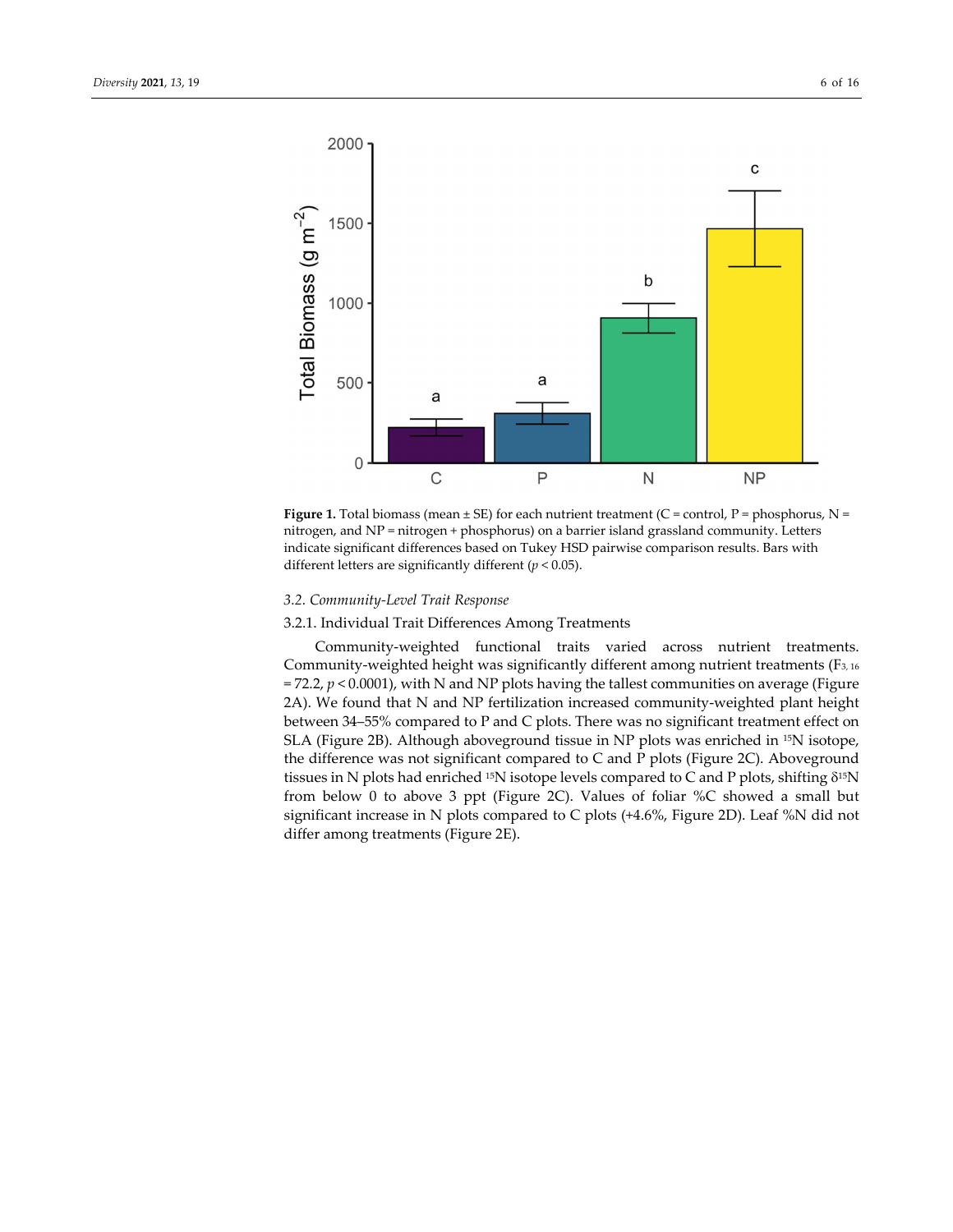**Figure 1.** Total biomass (mean ± SE) for each nutrient treatment (C = control, P = phosphorus, N = nitrogen, and NP = nitrogen + phosphorus) on a barrier island grassland community. Letters indicate significant differences based on Tukey HSD pairwise comparison results. Bars with different letters are significantly different ($p < 0.05$).

### *3.2. Community-Level Trait Response*

#### 3.2.1. Individual Trait Differences Among Treatments

Community-weighted functional traits varied across nutrient treatments. Community-weighted height was significantly different among nutrient treatments ($F_{3, 16} = 72.2$, $p < 0.0001$), with N and NP plots having the tallest communities on average (Figure 2A). We found that N and NP fertilization increased community-weighted plant height between 34–55% compared to P and C plots. There was no significant treatment effect on SLA (Figure 2B). Although aboveground tissue in NP plots was enriched in $^{15}N$ isotope, the difference was not significant compared to C and P plots (Figure 2C). Aboveground tissues in N plots had enriched $^{15}N$ isotope levels compared to C and P plots, shifting $\delta^{15}N$ from below 0 to above 3 ppt (Figure 2C). Values of foliar %C showed a small but significant increase in N plots compared to C plots (+4.6%, Figure 2D). Leaf %N did not differ among treatments (Figure 2E).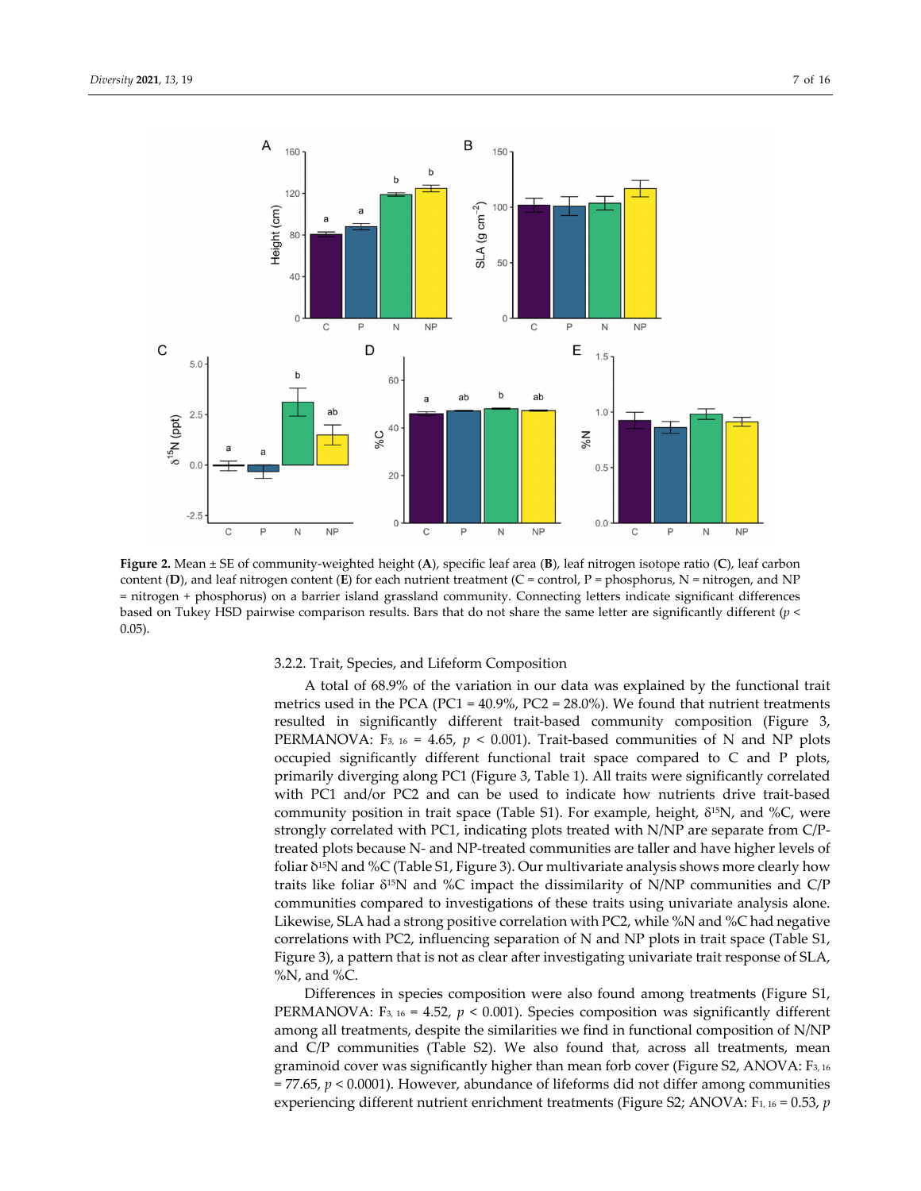**Figure 2.** Mean ± SE of community-weighted height (**A**), specific leaf area (**B**), leaf nitrogen isotope ratio (**C**), leaf carbon content (**D**), and leaf nitrogen content (**E**) for each nutrient treatment (C = control, P = phosphorus, N = nitrogen, and NP = nitrogen + phosphorus) on a barrier island grassland community. Connecting letters indicate significant differences based on Tukey HSD pairwise comparison results. Bars that do not share the same letter are significantly different ($p < 0.05$).

#### 3.2.2. Trait, Species, and Lifeform Composition

A total of 68.9% of the variation in our data was explained by the functional trait metrics used in the PCA (PC1 = 40.9%, PC2 = 28.0%). We found that nutrient treatments resulted in significantly different trait-based community composition (Figure 3, PERMANOVA: $F_{3,\,16} = 4.65$, $p < 0.001$). Trait-based communities of N and NP plots occupied significantly different functional trait space compared to C and P plots, primarily diverging along PC1 (Figure 3, Table 1). All traits were significantly correlated with PC1 and/or PC2 and can be used to indicate how nutrients drive trait-based community position in trait space (Table S1). For example, height, $\delta^{15}$N, and %C, were strongly correlated with PC1, indicating plots treated with N/NP are separate from C/P-treated plots because N- and NP-treated communities are taller and have higher levels of foliar $\delta^{15}$N and %C (Table S1, Figure 3). Our multivariate analysis shows more clearly how traits like foliar $\delta^{15}$N and %C impact the dissimilarity of N/NP communities and C/P communities compared to investigations of these traits using univariate analysis alone. Likewise, SLA had a strong positive correlation with PC2, while %N and %C had negative correlations with PC2, influencing separation of N and NP plots in trait space (Table S1, Figure 3), a pattern that is not as clear after investigating univariate trait response of SLA, %N, and %C.

Differences in species composition were also found among treatments (Figure S1, PERMANOVA: $F_{3,\,16} = 4.52$, $p < 0.001$). Species composition was significantly different among all treatments, despite the similarities we find in functional composition of N/NP and C/P communities (Table S2). We also found that, across all treatments, mean graminoid cover was significantly higher than mean forb cover (Figure S2, ANOVA: $F_{3,\,16} = 77.65$, $p < 0.0001$). However, abundance of lifeforms did not differ among communities experiencing different nutrient enrichment treatments (Figure S2; ANOVA: $F_{1,\,16} = 0.53$, $p$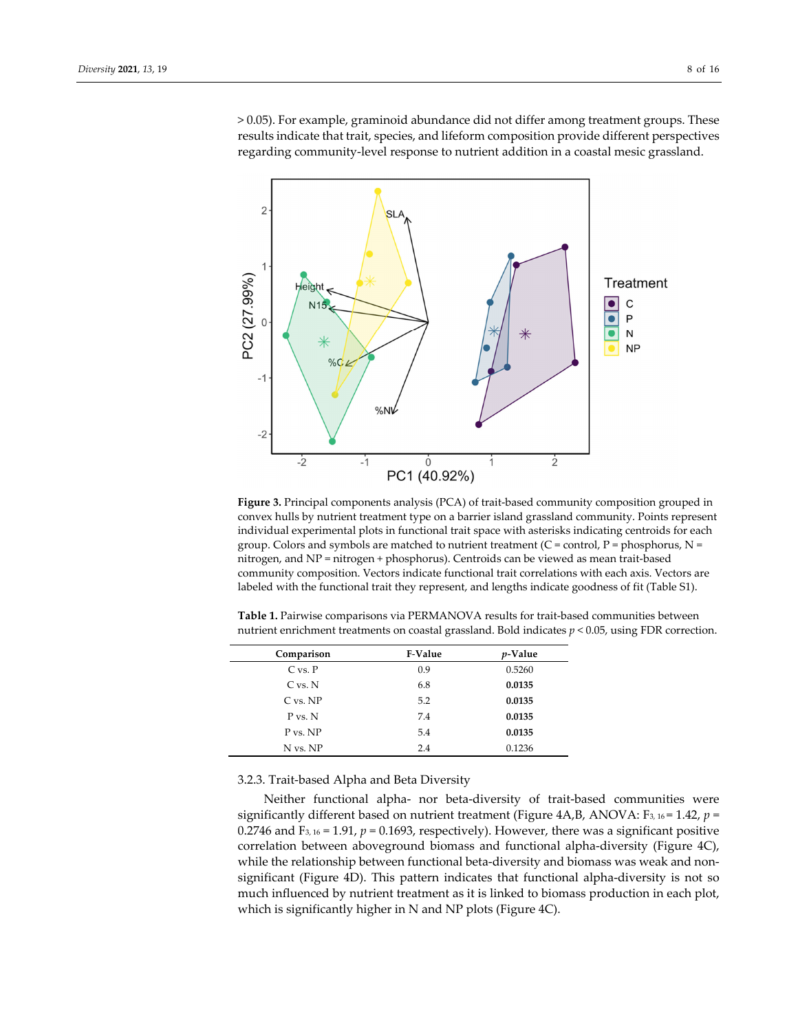> 0.05). For example, graminoid abundance did not differ among treatment groups. These results indicate that trait, species, and lifeform composition provide different perspectives regarding community-level response to nutrient addition in a coastal mesic grassland.

**Figure 3.** Principal components analysis (PCA) of trait-based community composition grouped in convex hulls by nutrient treatment type on a barrier island grassland community. Points represent individual experimental plots in functional trait space with asterisks indicating centroids for each group. Colors and symbols are matched to nutrient treatment (C = control, P = phosphorus, N = nitrogen, and NP = nitrogen + phosphorus). Centroids can be viewed as mean trait-based community composition. Vectors indicate functional trait correlations with each axis. Vectors are labeled with the functional trait they represent, and lengths indicate goodness of fit (Table S1).

**Table 1.** Pairwise comparisons via PERMANOVA results for trait-based communities between nutrient enrichment treatments on coastal grassland. Bold indicates $p < 0.05$, using FDR correction.

| Comparison | F-Value | $p$-Value |
|---|---|---|
| C vs. P | 0.9 | 0.5260 |
| C vs. N | 6.8 | **0.0135** |
| C vs. NP | 5.2 | **0.0135** |
| P vs. N | 7.4 | **0.0135** |
| P vs. NP | 5.4 | **0.0135** |
| N vs. NP | 2.4 | 0.1236 |

#### 3.2.3. Trait-based Alpha and Beta Diversity

Neither functional alpha- nor beta-diversity of trait-based communities were significantly different based on nutrient treatment (Figure 4A,B, ANOVA: $F_{3,16} = 1.42$, $p = 0.2746$ and $F_{3,16} = 1.91$, $p = 0.1693$, respectively). However, there was a significant positive correlation between aboveground biomass and functional alpha-diversity (Figure 4C), while the relationship between functional beta-diversity and biomass was weak and non-significant (Figure 4D). This pattern indicates that functional alpha-diversity is not so much influenced by nutrient treatment as it is linked to biomass production in each plot, which is significantly higher in N and NP plots (Figure 4C).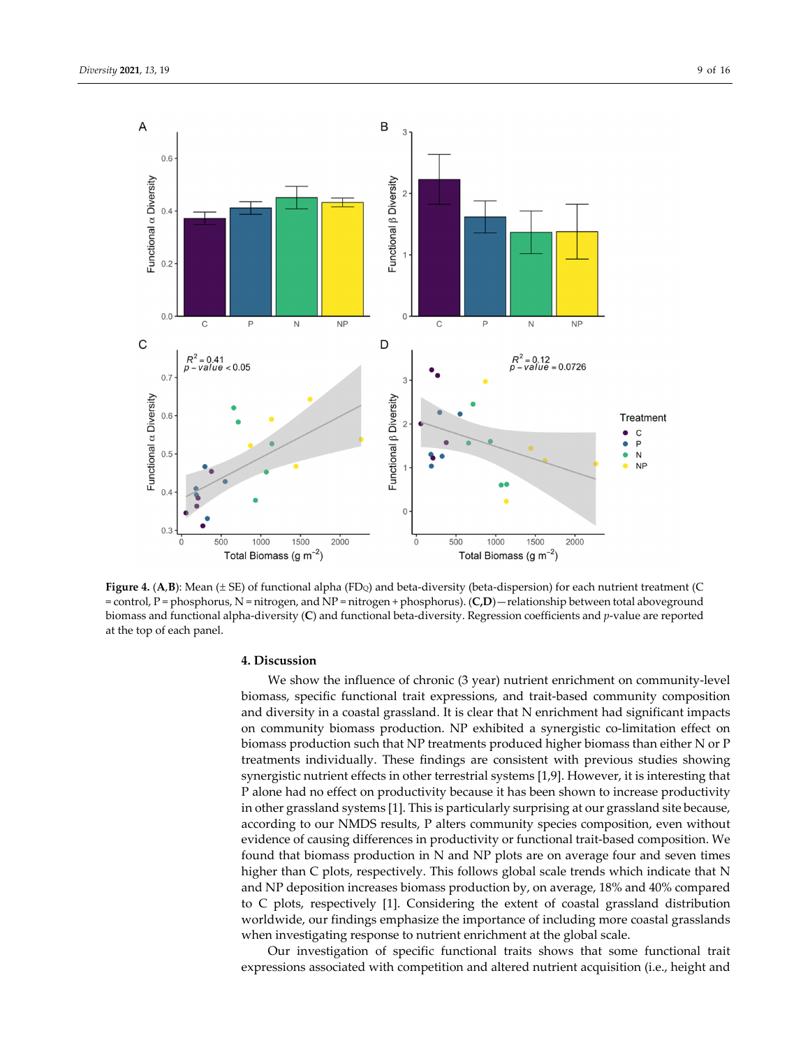**Figure 4.** (**A**,**B**): Mean (± SE) of functional alpha ($FD_Q$) and beta-diversity (beta-dispersion) for each nutrient treatment (C = control, P = phosphorus, N = nitrogen, and NP = nitrogen + phosphorus). (**C**,**D**)—relationship between total aboveground biomass and functional alpha-diversity (**C**) and functional beta-diversity. Regression coefficients and *p*-value are reported at the top of each panel.

## 4. Discussion

We show the influence of chronic (3 year) nutrient enrichment on community-level biomass, specific functional trait expressions, and trait-based community composition and diversity in a coastal grassland. It is clear that N enrichment had significant impacts on community biomass production. NP exhibited a synergistic co-limitation effect on biomass production such that NP treatments produced higher biomass than either N or P treatments individually. These findings are consistent with previous studies showing synergistic nutrient effects in other terrestrial systems [1,9]. However, it is interesting that P alone had no effect on productivity because it has been shown to increase productivity in other grassland systems [1]. This is particularly surprising at our grassland site because, according to our NMDS results, P alters community species composition, even without evidence of causing differences in productivity or functional trait-based composition. We found that biomass production in N and NP plots are on average four and seven times higher than C plots, respectively. This follows global scale trends which indicate that N and NP deposition increases biomass production by, on average, 18% and 40% compared to C plots, respectively [1]. Considering the extent of coastal grassland distribution worldwide, our findings emphasize the importance of including more coastal grasslands when investigating response to nutrient enrichment at the global scale.

Our investigation of specific functional traits shows that some functional trait expressions associated with competition and altered nutrient acquisition (i.e., height and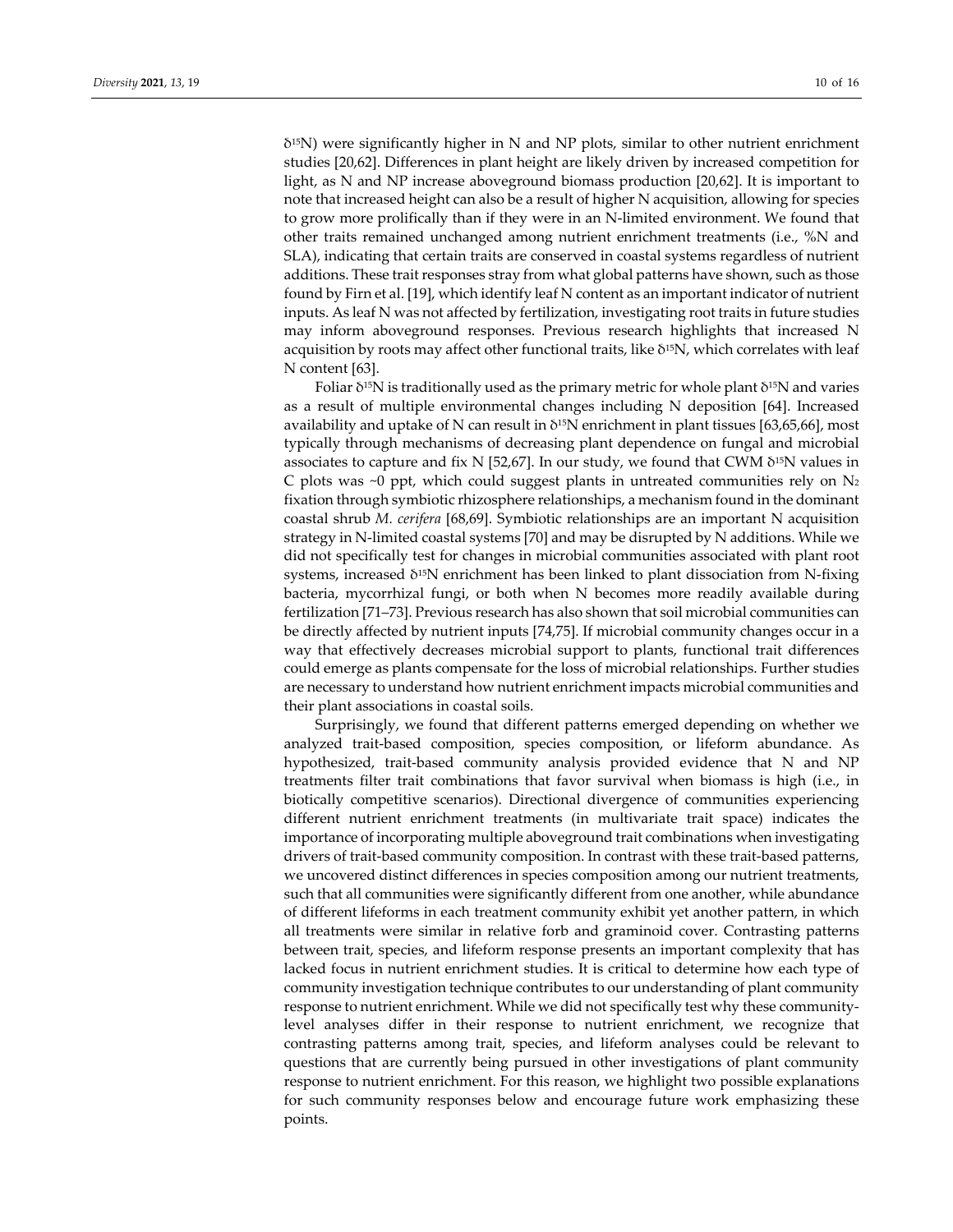$\delta^{15}N$) were significantly higher in N and NP plots, similar to other nutrient enrichment studies [20,62]. Differences in plant height are likely driven by increased competition for light, as N and NP increase aboveground biomass production [20,62]. It is important to note that increased height can also be a result of higher N acquisition, allowing for species to grow more prolifically than if they were in an N-limited environment. We found that other traits remained unchanged among nutrient enrichment treatments (i.e., %N and SLA), indicating that certain traits are conserved in coastal systems regardless of nutrient additions. These trait responses stray from what global patterns have shown, such as those found by Firn et al. [19], which identify leaf N content as an important indicator of nutrient inputs. As leaf N was not affected by fertilization, investigating root traits in future studies may inform aboveground responses. Previous research highlights that increased N acquisition by roots may affect other functional traits, like $\delta^{15}N$, which correlates with leaf N content [63].

Foliar $\delta^{15}N$ is traditionally used as the primary metric for whole plant $\delta^{15}N$ and varies as a result of multiple environmental changes including N deposition [64]. Increased availability and uptake of N can result in $\delta^{15}N$ enrichment in plant tissues [63,65,66], most typically through mechanisms of decreasing plant dependence on fungal and microbial associates to capture and fix N [52,67]. In our study, we found that CWM $\delta^{15}N$ values in C plots was ~0 ppt, which could suggest plants in untreated communities rely on $N_2$ fixation through symbiotic rhizosphere relationships, a mechanism found in the dominant coastal shrub *M. cerifera* [68,69]. Symbiotic relationships are an important N acquisition strategy in N-limited coastal systems [70] and may be disrupted by N additions. While we did not specifically test for changes in microbial communities associated with plant root systems, increased $\delta^{15}N$ enrichment has been linked to plant dissociation from N-fixing bacteria, mycorrhizal fungi, or both when N becomes more readily available during fertilization [71–73]. Previous research has also shown that soil microbial communities can be directly affected by nutrient inputs [74,75]. If microbial community changes occur in a way that effectively decreases microbial support to plants, functional trait differences could emerge as plants compensate for the loss of microbial relationships. Further studies are necessary to understand how nutrient enrichment impacts microbial communities and their plant associations in coastal soils.

Surprisingly, we found that different patterns emerged depending on whether we analyzed trait-based composition, species composition, or lifeform abundance. As hypothesized, trait-based community analysis provided evidence that N and NP treatments filter trait combinations that favor survival when biomass is high (i.e., in biotically competitive scenarios). Directional divergence of communities experiencing different nutrient enrichment treatments (in multivariate trait space) indicates the importance of incorporating multiple aboveground trait combinations when investigating drivers of trait-based community composition. In contrast with these trait-based patterns, we uncovered distinct differences in species composition among our nutrient treatments, such that all communities were significantly different from one another, while abundance of different lifeforms in each treatment community exhibit yet another pattern, in which all treatments were similar in relative forb and graminoid cover. Contrasting patterns between trait, species, and lifeform response presents an important complexity that has lacked focus in nutrient enrichment studies. It is critical to determine how each type of community investigation technique contributes to our understanding of plant community response to nutrient enrichment. While we did not specifically test why these community-level analyses differ in their response to nutrient enrichment, we recognize that contrasting patterns among trait, species, and lifeform analyses could be relevant to questions that are currently being pursued in other investigations of plant community response to nutrient enrichment. For this reason, we highlight two possible explanations for such community responses below and encourage future work emphasizing these points.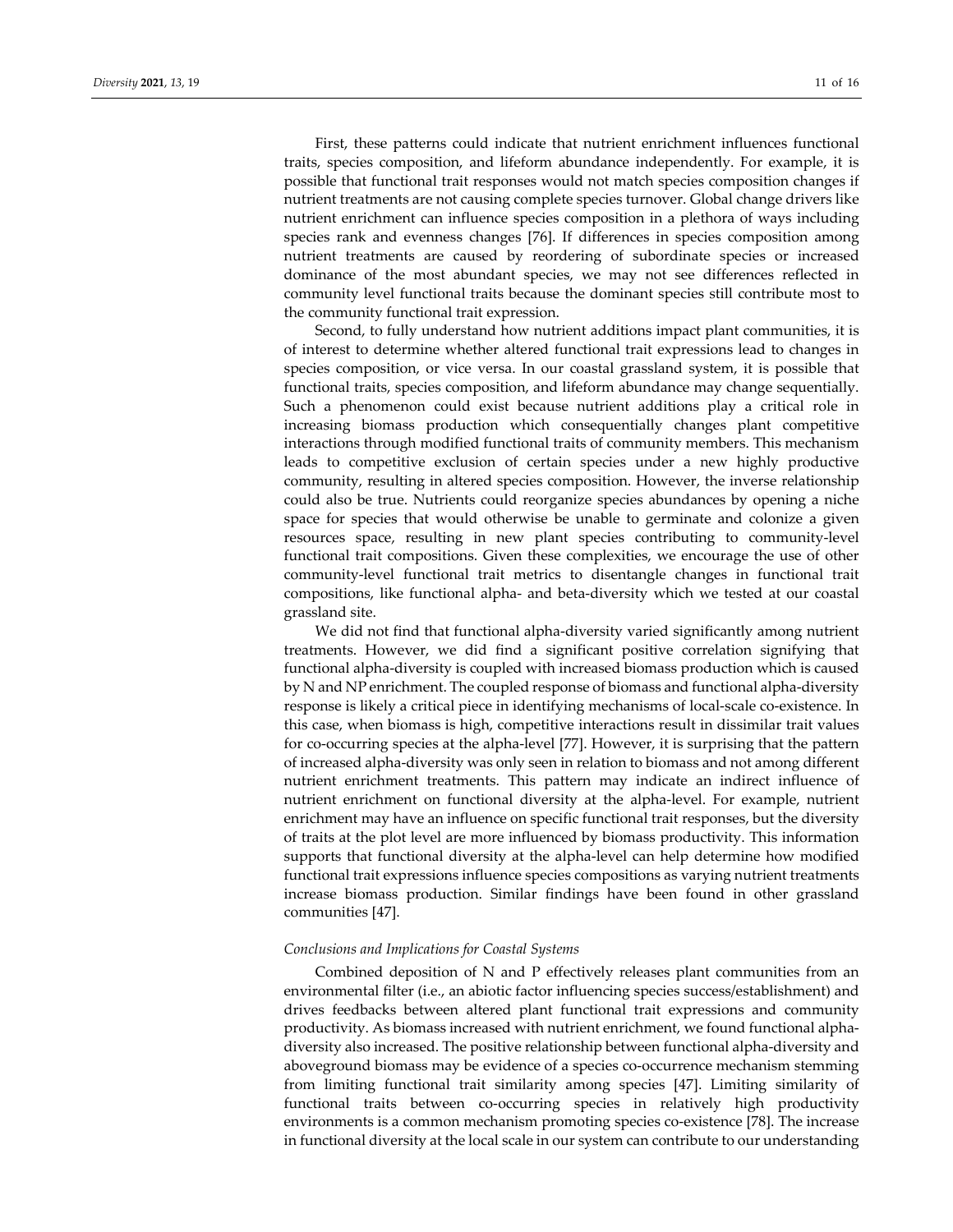First, these patterns could indicate that nutrient enrichment influences functional traits, species composition, and lifeform abundance independently. For example, it is possible that functional trait responses would not match species composition changes if nutrient treatments are not causing complete species turnover. Global change drivers like nutrient enrichment can influence species composition in a plethora of ways including species rank and evenness changes [76]. If differences in species composition among nutrient treatments are caused by reordering of subordinate species or increased dominance of the most abundant species, we may not see differences reflected in community level functional traits because the dominant species still contribute most to the community functional trait expression.

Second, to fully understand how nutrient additions impact plant communities, it is of interest to determine whether altered functional trait expressions lead to changes in species composition, or vice versa. In our coastal grassland system, it is possible that functional traits, species composition, and lifeform abundance may change sequentially. Such a phenomenon could exist because nutrient additions play a critical role in increasing biomass production which consequentially changes plant competitive interactions through modified functional traits of community members. This mechanism leads to competitive exclusion of certain species under a new highly productive community, resulting in altered species composition. However, the inverse relationship could also be true. Nutrients could reorganize species abundances by opening a niche space for species that would otherwise be unable to germinate and colonize a given resources space, resulting in new plant species contributing to community-level functional trait compositions. Given these complexities, we encourage the use of other community-level functional trait metrics to disentangle changes in functional trait compositions, like functional alpha- and beta-diversity which we tested at our coastal grassland site.

We did not find that functional alpha-diversity varied significantly among nutrient treatments. However, we did find a significant positive correlation signifying that functional alpha-diversity is coupled with increased biomass production which is caused by N and NP enrichment. The coupled response of biomass and functional alpha-diversity response is likely a critical piece in identifying mechanisms of local-scale co-existence. In this case, when biomass is high, competitive interactions result in dissimilar trait values for co-occurring species at the alpha-level [77]. However, it is surprising that the pattern of increased alpha-diversity was only seen in relation to biomass and not among different nutrient enrichment treatments. This pattern may indicate an indirect influence of nutrient enrichment on functional diversity at the alpha-level. For example, nutrient enrichment may have an influence on specific functional trait responses, but the diversity of traits at the plot level are more influenced by biomass productivity. This information supports that functional diversity at the alpha-level can help determine how modified functional trait expressions influence species compositions as varying nutrient treatments increase biomass production. Similar findings have been found in other grassland communities [47].

*Conclusions and Implications for Coastal Systems*

Combined deposition of N and P effectively releases plant communities from an environmental filter (i.e., an abiotic factor influencing species success/establishment) and drives feedbacks between altered plant functional trait expressions and community productivity. As biomass increased with nutrient enrichment, we found functional alpha-diversity also increased. The positive relationship between functional alpha-diversity and aboveground biomass may be evidence of a species co-occurrence mechanism stemming from limiting functional trait similarity among species [47]. Limiting similarity of functional traits between co-occurring species in relatively high productivity environments is a common mechanism promoting species co-existence [78]. The increase in functional diversity at the local scale in our system can contribute to our understanding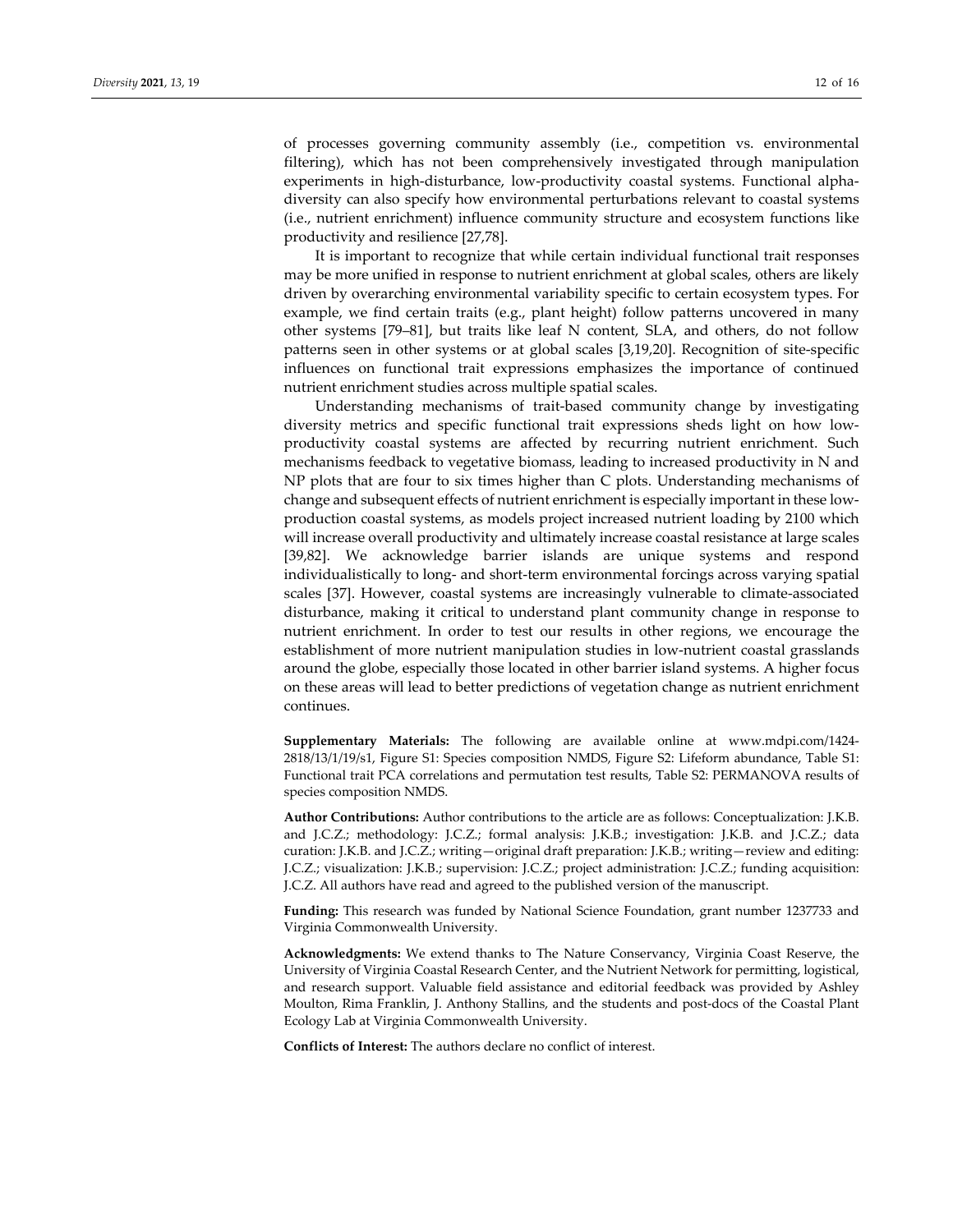of processes governing community assembly (i.e., competition vs. environmental filtering), which has not been comprehensively investigated through manipulation experiments in high-disturbance, low-productivity coastal systems. Functional alpha-diversity can also specify how environmental perturbations relevant to coastal systems (i.e., nutrient enrichment) influence community structure and ecosystem functions like productivity and resilience [27,78].

It is important to recognize that while certain individual functional trait responses may be more unified in response to nutrient enrichment at global scales, others are likely driven by overarching environmental variability specific to certain ecosystem types. For example, we find certain traits (e.g., plant height) follow patterns uncovered in many other systems [79–81], but traits like leaf N content, SLA, and others, do not follow patterns seen in other systems or at global scales [3,19,20]. Recognition of site-specific influences on functional trait expressions emphasizes the importance of continued nutrient enrichment studies across multiple spatial scales.

Understanding mechanisms of trait-based community change by investigating diversity metrics and specific functional trait expressions sheds light on how low-productivity coastal systems are affected by recurring nutrient enrichment. Such mechanisms feedback to vegetative biomass, leading to increased productivity in N and NP plots that are four to six times higher than C plots. Understanding mechanisms of change and subsequent effects of nutrient enrichment is especially important in these low-production coastal systems, as models project increased nutrient loading by 2100 which will increase overall productivity and ultimately increase coastal resistance at large scales [39,82]. We acknowledge barrier islands are unique systems and respond individualistically to long- and short-term environmental forcings across varying spatial scales [37]. However, coastal systems are increasingly vulnerable to climate-associated disturbance, making it critical to understand plant community change in response to nutrient enrichment. In order to test our results in other regions, we encourage the establishment of more nutrient manipulation studies in low-nutrient coastal grasslands around the globe, especially those located in other barrier island systems. A higher focus on these areas will lead to better predictions of vegetation change as nutrient enrichment continues.

**Supplementary Materials:** The following are available online at www.mdpi.com/1424-2818/13/1/19/s1, Figure S1: Species composition NMDS, Figure S2: Lifeform abundance, Table S1: Functional trait PCA correlations and permutation test results, Table S2: PERMANOVA results of species composition NMDS.

**Author Contributions:** Author contributions to the article are as follows: Conceptualization: J.K.B. and J.C.Z.; methodology: J.C.Z.; formal analysis: J.K.B.; investigation: J.K.B. and J.C.Z.; data curation: J.K.B. and J.C.Z.; writing—original draft preparation: J.K.B.; writing—review and editing: J.C.Z.; visualization: J.K.B.; supervision: J.C.Z.; project administration: J.C.Z.; funding acquisition: J.C.Z. All authors have read and agreed to the published version of the manuscript.

**Funding:** This research was funded by National Science Foundation, grant number 1237733 and Virginia Commonwealth University.

**Acknowledgments:** We extend thanks to The Nature Conservancy, Virginia Coast Reserve, the University of Virginia Coastal Research Center, and the Nutrient Network for permitting, logistical, and research support. Valuable field assistance and editorial feedback was provided by Ashley Moulton, Rima Franklin, J. Anthony Stallins, and the students and post-docs of the Coastal Plant Ecology Lab at Virginia Commonwealth University.

**Conflicts of Interest:** The authors declare no conflict of interest.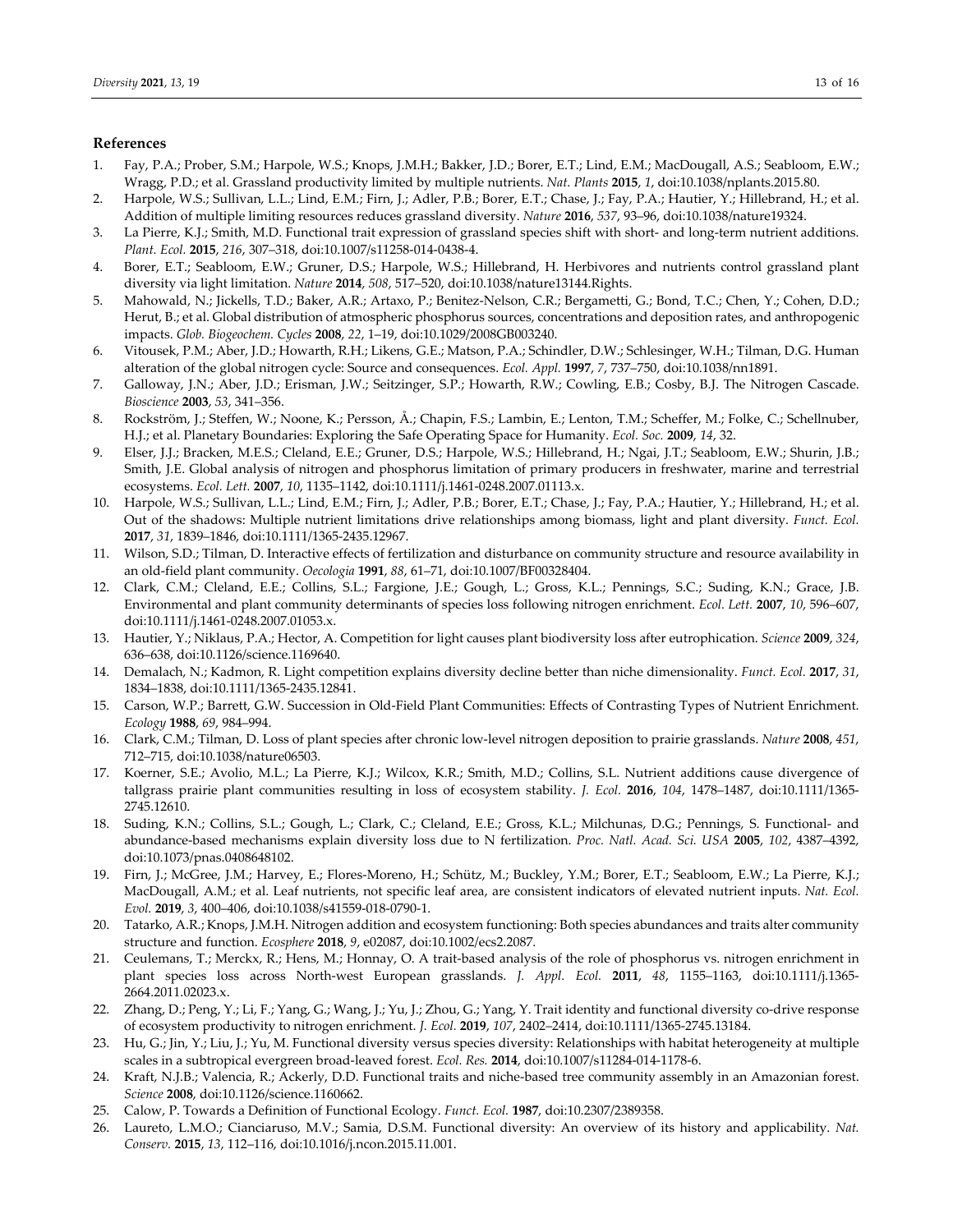## References

1. Fay, P.A.; Prober, S.M.; Harpole, W.S.; Knops, J.M.H.; Bakker, J.D.; Borer, E.T.; Lind, E.M.; MacDougall, A.S.; Seabloom, E.W.; Wragg, P.D.; et al. Grassland productivity limited by multiple nutrients. *Nat. Plants* **2015**, *1*, doi:10.1038/nplants.2015.80.
2. Harpole, W.S.; Sullivan, L.L.; Lind, E.M.; Firn, J.; Adler, P.B.; Borer, E.T.; Chase, J.; Fay, P.A.; Hautier, Y.; Hillebrand, H.; et al. Addition of multiple limiting resources reduces grassland diversity. *Nature* **2016**, *537*, 93–96, doi:10.1038/nature19324.
3. La Pierre, K.J.; Smith, M.D. Functional trait expression of grassland species shift with short- and long-term nutrient additions. *Plant. Ecol.* **2015**, *216*, 307–318, doi:10.1007/s11258-014-0438-4.
4. Borer, E.T.; Seabloom, E.W.; Gruner, D.S.; Harpole, W.S.; Hillebrand, H. Herbivores and nutrients control grassland plant diversity via light limitation. *Nature* **2014**, *508*, 517–520, doi:10.1038/nature13144.Rights.
5. Mahowald, N.; Jickells, T.D.; Baker, A.R.; Artaxo, P.; Benitez-Nelson, C.R.; Bergametti, G.; Bond, T.C.; Chen, Y.; Cohen, D.D.; Herut, B.; et al. Global distribution of atmospheric phosphorus sources, concentrations and deposition rates, and anthropogenic impacts. *Glob. Biogeochem. Cycles* **2008**, *22*, 1–19, doi:10.1029/2008GB003240.
6. Vitousek, P.M.; Aber, J.D.; Howarth, R.H.; Likens, G.E.; Matson, P.A.; Schindler, D.W.; Schlesinger, W.H.; Tilman, D.G. Human alteration of the global nitrogen cycle: Source and consequences. *Ecol. Appl.* **1997**, *7*, 737–750, doi:10.1038/nn1891.
7. Galloway, J.N.; Aber, J.D.; Erisman, J.W.; Seitzinger, S.P.; Howarth, R.W.; Cowling, E.B.; Cosby, B.J. The Nitrogen Cascade. *Bioscience* **2003**, *53*, 341–356.
8. Rockström, J.; Steffen, W.; Noone, K.; Persson, Å.; Chapin, F.S.; Lambin, E.; Lenton, T.M.; Scheffer, M.; Folke, C.; Schellnuber, H.J.; et al. Planetary Boundaries: Exploring the Safe Operating Space for Humanity. *Ecol. Soc.* **2009**, *14*, 32.
9. Elser, J.J.; Bracken, M.E.S.; Cleland, E.E.; Gruner, D.S.; Harpole, W.S.; Hillebrand, H.; Ngai, J.T.; Seabloom, E.W.; Shurin, J.B.; Smith, J.E. Global analysis of nitrogen and phosphorus limitation of primary producers in freshwater, marine and terrestrial ecosystems. *Ecol. Lett.* **2007**, *10*, 1135–1142, doi:10.1111/j.1461-0248.2007.01113.x.
10. Harpole, W.S.; Sullivan, L.L.; Lind, E.M.; Firn, J.; Adler, P.B.; Borer, E.T.; Chase, J.; Fay, P.A.; Hautier, Y.; Hillebrand, H.; et al. Out of the shadows: Multiple nutrient limitations drive relationships among biomass, light and plant diversity. *Funct. Ecol.* **2017**, *31*, 1839–1846, doi:10.1111/1365-2435.12967.
11. Wilson, S.D.; Tilman, D. Interactive effects of fertilization and disturbance on community structure and resource availability in an old-field plant community. *Oecologia* **1991**, *88*, 61–71, doi:10.1007/BF00328404.
12. Clark, C.M.; Cleland, E.E.; Collins, S.L.; Fargione, J.E.; Gough, L.; Gross, K.L.; Pennings, S.C.; Suding, K.N.; Grace, J.B. Environmental and plant community determinants of species loss following nitrogen enrichment. *Ecol. Lett.* **2007**, *10*, 596–607, doi:10.1111/j.1461-0248.2007.01053.x.
13. Hautier, Y.; Niklaus, P.A.; Hector, A. Competition for light causes plant biodiversity loss after eutrophication. *Science* **2009**, *324*, 636–638, doi:10.1126/science.1169640.
14. Demalach, N.; Kadmon, R. Light competition explains diversity decline better than niche dimensionality. *Funct. Ecol.* **2017**, *31*, 1834–1838, doi:10.1111/1365-2435.12841.
15. Carson, W.P.; Barrett, G.W. Succession in Old-Field Plant Communities: Effects of Contrasting Types of Nutrient Enrichment. *Ecology* **1988**, *69*, 984–994.
16. Clark, C.M.; Tilman, D. Loss of plant species after chronic low-level nitrogen deposition to prairie grasslands. *Nature* **2008**, *451*, 712–715, doi:10.1038/nature06503.
17. Koerner, S.E.; Avolio, M.L.; La Pierre, K.J.; Wilcox, K.R.; Smith, M.D.; Collins, S.L. Nutrient additions cause divergence of tallgrass prairie plant communities resulting in loss of ecosystem stability. *J. Ecol.* **2016**, *104*, 1478–1487, doi:10.1111/1365-2745.12610.
18. Suding, K.N.; Collins, S.L.; Gough, L.; Clark, C.; Cleland, E.E.; Gross, K.L.; Milchunas, D.G.; Pennings, S. Functional- and abundance-based mechanisms explain diversity loss due to N fertilization. *Proc. Natl. Acad. Sci. USA* **2005**, *102*, 4387–4392, doi:10.1073/pnas.0408648102.
19. Firn, J.; McGree, J.M.; Harvey, E.; Flores-Moreno, H.; Schütz, M.; Buckley, Y.M.; Borer, E.T.; Seabloom, E.W.; La Pierre, K.J.; MacDougall, A.M.; et al. Leaf nutrients, not specific leaf area, are consistent indicators of elevated nutrient inputs. *Nat. Ecol. Evol.* **2019**, *3*, 400–406, doi:10.1038/s41559-018-0790-1.
20. Tatarko, A.R.; Knops, J.M.H. Nitrogen addition and ecosystem functioning: Both species abundances and traits alter community structure and function. *Ecosphere* **2018**, *9*, e02087, doi:10.1002/ecs2.2087.
21. Ceulemans, T.; Merckx, R.; Hens, M.; Honnay, O. A trait-based analysis of the role of phosphorus vs. nitrogen enrichment in plant species loss across North-west European grasslands. *J. Appl. Ecol.* **2011**, *48*, 1155–1163, doi:10.1111/j.1365-2664.2011.02023.x.
22. Zhang, D.; Peng, Y.; Li, F.; Yang, G.; Wang, J.; Yu, J.; Zhou, G.; Yang, Y. Trait identity and functional diversity co-drive response of ecosystem productivity to nitrogen enrichment. *J. Ecol.* **2019**, *107*, 2402–2414, doi:10.1111/1365-2745.13184.
23. Hu, G.; Jin, Y.; Liu, J.; Yu, M. Functional diversity versus species diversity: Relationships with habitat heterogeneity at multiple scales in a subtropical evergreen broad-leaved forest. *Ecol. Res.* **2014**, doi:10.1007/s11284-014-1178-6.
24. Kraft, N.J.B.; Valencia, R.; Ackerly, D.D. Functional traits and niche-based tree community assembly in an Amazonian forest. *Science* **2008**, doi:10.1126/science.1160662.
25. Calow, P. Towards a Definition of Functional Ecology. *Funct. Ecol.* **1987**, doi:10.2307/2389358.
26. Laureto, L.M.O.; Cianciaruso, M.V.; Samia, D.S.M. Functional diversity: An overview of its history and applicability. *Nat. Conserv.* **2015**, *13*, 112–116, doi:10.1016/j.ncon.2015.11.001.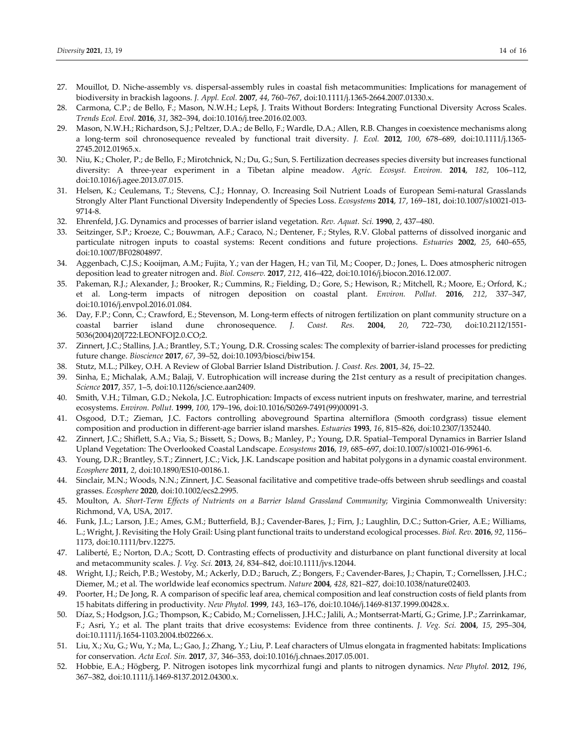27. Mouillot, D. Niche-assembly vs. dispersal-assembly rules in coastal fish metacommunities: Implications for management of biodiversity in brackish lagoons. *J. Appl. Ecol.* **2007**, *44*, 760–767, doi:10.1111/j.1365-2664.2007.01330.x.
28. Carmona, C.P.; de Bello, F.; Mason, N.W.H.; Lepš, J. Traits Without Borders: Integrating Functional Diversity Across Scales. *Trends Ecol. Evol.* **2016**, *31*, 382–394, doi:10.1016/j.tree.2016.02.003.
29. Mason, N.W.H.; Richardson, S.J.; Peltzer, D.A.; de Bello, F.; Wardle, D.A.; Allen, R.B. Changes in coexistence mechanisms along a long-term soil chronosequence revealed by functional trait diversity. *J. Ecol.* **2012**, *100*, 678–689, doi:10.1111/j.1365-2745.2012.01965.x.
30. Niu, K.; Choler, P.; de Bello, F.; Mirotchnick, N.; Du, G.; Sun, S. Fertilization decreases species diversity but increases functional diversity: A three-year experiment in a Tibetan alpine meadow. *Agric. Ecosyst. Environ.* **2014**, *182*, 106–112, doi:10.1016/j.agee.2013.07.015.
31. Helsen, K.; Ceulemans, T.; Stevens, C.J.; Honnay, O. Increasing Soil Nutrient Loads of European Semi-natural Grasslands Strongly Alter Plant Functional Diversity Independently of Species Loss. *Ecosystems* **2014**, *17*, 169–181, doi:10.1007/s10021-013-9714-8.
32. Ehrenfeld, J.G. Dynamics and processes of barrier island vegetation. *Rev. Aquat. Sci.* **1990**, *2*, 437–480.
33. Seitzinger, S.P.; Kroeze, C.; Bouwman, A.F.; Caraco, N.; Dentener, F.; Styles, R.V. Global patterns of dissolved inorganic and particulate nitrogen inputs to coastal systems: Recent conditions and future projections. *Estuaries* **2002**, *25*, 640–655, doi:10.1007/BF02804897.
34. Aggenbach, C.J.S.; Kooijman, A.M.; Fujita, Y.; van der Hagen, H.; van Til, M.; Cooper, D.; Jones, L. Does atmospheric nitrogen deposition lead to greater nitrogen and. *Biol. Conserv.* **2017**, *212*, 416–422, doi:10.1016/j.biocon.2016.12.007.
35. Pakeman, R.J.; Alexander, J.; Brooker, R.; Cummins, R.; Fielding, D.; Gore, S.; Hewison, R.; Mitchell, R.; Moore, E.; Orford, K.; et al. Long-term impacts of nitrogen deposition on coastal plant. *Environ. Pollut.* **2016**, *212*, 337–347, doi:10.1016/j.envpol.2016.01.084.
36. Day, F.P.; Conn, C.; Crawford, E.; Stevenson, M. Long-term effects of nitrogen fertilization on plant community structure on a coastal barrier island dune chronosequence. *J. Coast. Res.* **2004**, *20*, 722–730, doi:10.2112/1551-5036(2004)20[722:LEONFO]2.0.CO;2.
37. Zinnert, J.C.; Stallins, J.A.; Brantley, S.T.; Young, D.R. Crossing scales: The complexity of barrier-island processes for predicting future change. *Bioscience* **2017**, *67*, 39–52, doi:10.1093/biosci/biw154.
38. Stutz, M.L.; Pilkey, O.H. A Review of Global Barrier Island Distribution. *J. Coast. Res.* **2001**, *34*, 15–22.
39. Sinha, E.; Michalak, A.M.; Balaji, V. Eutrophication will increase during the 21st century as a result of precipitation changes. *Science* **2017**, *357*, 1–5, doi:10.1126/science.aan2409.
40. Smith, V.H.; Tilman, G.D.; Nekola, J.C. Eutrophication: Impacts of excess nutrient inputs on freshwater, marine, and terrestrial ecosystems. *Environ. Pollut.* **1999**, *100*, 179–196, doi:10.1016/S0269-7491(99)00091-3.
41. Osgood, D.T.; Zieman, J.C. Factors controlling aboveground Spartina alterniflora (Smooth cordgrass) tissue element composition and production in different-age barrier island marshes. *Estuaries* **1993**, *16*, 815–826, doi:10.2307/1352440.
42. Zinnert, J.C.; Shiflett, S.A.; Via, S.; Bissett, S.; Dows, B.; Manley, P.; Young, D.R. Spatial–Temporal Dynamics in Barrier Island Upland Vegetation: The Overlooked Coastal Landscape. *Ecosystems* **2016**, *19*, 685–697, doi:10.1007/s10021-016-9961-6.
43. Young, D.R.; Brantley, S.T.; Zinnert, J.C.; Vick, J.K. Landscape position and habitat polygons in a dynamic coastal environment. *Ecosphere* **2011**, *2*, doi:10.1890/ES10-00186.1.
44. Sinclair, M.N.; Woods, N.N.; Zinnert, J.C. Seasonal facilitative and competitive trade-offs between shrub seedlings and coastal grasses. *Ecosphere* **2020**, doi:10.1002/ecs2.2995.
45. Moulton, A. *Short-Term Effects of Nutrients on a Barrier Island Grassland Community*; Virginia Commonwealth University: Richmond, VA, USA, 2017.
46. Funk, J.L.; Larson, J.E.; Ames, G.M.; Butterfield, B.J.; Cavender-Bares, J.; Firn, J.; Laughlin, D.C.; Sutton-Grier, A.E.; Williams, L.; Wright, J. Revisiting the Holy Grail: Using plant functional traits to understand ecological processes. *Biol. Rev.* **2016**, *92*, 1156–1173, doi:10.1111/brv.12275.
47. Laliberté, E.; Norton, D.A.; Scott, D. Contrasting effects of productivity and disturbance on plant functional diversity at local and metacommunity scales. *J. Veg. Sci.* **2013**, *24*, 834–842, doi:10.1111/jvs.12044.
48. Wright, I.J.; Reich, P.B.; Westoby, M.; Ackerly, D.D.; Baruch, Z.; Bongers, F.; Cavender-Bares, J.; Chapin, T.; Cornellssen, J.H.C.; Diemer, M.; et al. The worldwide leaf economics spectrum. *Nature* **2004**, *428*, 821–827, doi:10.1038/nature02403.
49. Poorter, H.; De Jong, R. A comparison of specific leaf area, chemical composition and leaf construction costs of field plants from 15 habitats differing in productivity. *New Phytol.* **1999**, *143*, 163–176, doi:10.1046/j.1469-8137.1999.00428.x.
50. Díaz, S.; Hodgson, J.G.; Thompson, K.; Cabido, M.; Cornelissen, J.H.C.; Jalili, A.; Montserrat-Martí, G.; Grime, J.P.; Zarrinkamar, F.; Asri, Y.; et al. The plant traits that drive ecosystems: Evidence from three continents. *J. Veg. Sci.* **2004**, *15*, 295–304, doi:10.1111/j.1654-1103.2004.tb02266.x.
51. Liu, X.; Xu, G.; Wu, Y.; Ma, L.; Gao, J.; Zhang, Y.; Liu, P. Leaf characters of Ulmus elongata in fragmented habitats: Implications for conservation. *Acta Ecol. Sin.* **2017**, *37*, 346–353, doi:10.1016/j.chnaes.2017.05.001.
52. Hobbie, E.A.; Högberg, P. Nitrogen isotopes link mycorrhizal fungi and plants to nitrogen dynamics. *New Phytol.* **2012**, *196*, 367–382, doi:10.1111/j.1469-8137.2012.04300.x.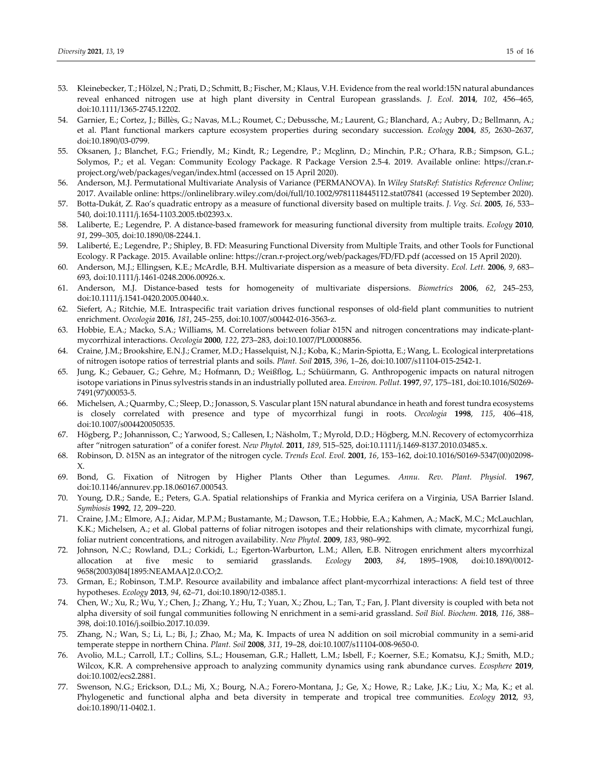53. Kleinebecker, T.; Hölzel, N.; Prati, D.; Schmitt, B.; Fischer, M.; Klaus, V.H. Evidence from the real world:15N natural abundances reveal enhanced nitrogen use at high plant diversity in Central European grasslands. *J. Ecol.* **2014**, *102*, 456–465, doi:10.1111/1365-2745.12202.
54. Garnier, E.; Cortez, J.; Billès, G.; Navas, M.L.; Roumet, C.; Debussche, M.; Laurent, G.; Blanchard, A.; Aubry, D.; Bellmann, A.; et al. Plant functional markers capture ecosystem properties during secondary succession. *Ecology* **2004**, *85*, 2630–2637, doi:10.1890/03-0799.
55. Oksanen, J.; Blanchet, F.G.; Friendly, M.; Kindt, R.; Legendre, P.; Mcglinn, D.; Minchin, P.R.; O'hara, R.B.; Simpson, G.L.; Solymos, P.; et al. Vegan: Community Ecology Package. R Package Version 2.5-4. 2019. Available online: https://cran.r-project.org/web/packages/vegan/index.html (accessed on 15 April 2020).
56. Anderson, M.J. Permutational Multivariate Analysis of Variance (PERMANOVA). In *Wiley StatsRef: Statistics Reference Online*; 2017. Available online: https://onlinelibrary.wiley.com/doi/full/10.1002/9781118445112.stat07841 (accessed 19 September 2020).
57. Botta-Dukát, Z. Rao's quadratic entropy as a measure of functional diversity based on multiple traits. *J. Veg. Sci.* **2005**, *16*, 533–540, doi:10.1111/j.1654-1103.2005.tb02393.x.
58. Laliberte, E.; Legendre, P. A distance-based framework for measuring functional diversity from multiple traits. *Ecology* **2010**, *91*, 299–305, doi:10.1890/08-2244.1.
59. Laliberté, E.; Legendre, P.; Shipley, B. FD: Measuring Functional Diversity from Multiple Traits, and other Tools for Functional Ecology. R Package. 2015. Available online: https://cran.r-project.org/web/packages/FD/FD.pdf (accessed on 15 April 2020).
60. Anderson, M.J.; Ellingsen, K.E.; McArdle, B.H. Multivariate dispersion as a measure of beta diversity. *Ecol. Lett.* **2006**, *9*, 683–693, doi:10.1111/j.1461-0248.2006.00926.x.
61. Anderson, M.J. Distance-based tests for homogeneity of multivariate dispersions. *Biometrics* **2006**, *62*, 245–253, doi:10.1111/j.1541-0420.2005.00440.x.
62. Siefert, A.; Ritchie, M.E. Intraspecific trait variation drives functional responses of old-field plant communities to nutrient enrichment. *Oecologia* **2016**, *181*, 245–255, doi:10.1007/s00442-016-3563-z.
63. Hobbie, E.A.; Macko, S.A.; Williams, M. Correlations between foliar δ15N and nitrogen concentrations may indicate-plant-mycorrhizal interactions. *Oecologia* **2000**, *122*, 273–283, doi:10.1007/PL00008856.
64. Craine, J.M.; Brookshire, E.N.J.; Cramer, M.D.; Hasselquist, N.J.; Koba, K.; Marin-Spiotta, E.; Wang, L. Ecological interpretations of nitrogen isotope ratios of terrestrial plants and soils. *Plant. Soil* **2015**, *396*, 1–26, doi:10.1007/s11104-015-2542-1.
65. Jung, K.; Gebauer, G.; Gehre, M.; Hofmann, D.; Weißflog, L.; Schüürmann, G. Anthropogenic impacts on natural nitrogen isotope variations in Pinus sylvestris stands in an industrially polluted area. *Environ. Pollut.* **1997**, *97*, 175–181, doi:10.1016/S0269-7491(97)00053-5.
66. Michelsen, A.; Quarmby, C.; Sleep, D.; Jonasson, S. Vascular plant 15N natural abundance in heath and forest tundra ecosystems is closely correlated with presence and type of mycorrhizal fungi in roots. *Oecologia* **1998**, *115*, 406–418, doi:10.1007/s004420050535.
67. Högberg, P.; Johannisson, C.; Yarwood, S.; Callesen, I.; Näsholm, T.; Myrold, D.D.; Högberg, M.N. Recovery of ectomycorrhiza after "nitrogen saturation" of a conifer forest. *New Phytol.* **2011**, *189*, 515–525, doi:10.1111/j.1469-8137.2010.03485.x.
68. Robinson, D. δ15N as an integrator of the nitrogen cycle. *Trends Ecol. Evol.* **2001**, *16*, 153–162, doi:10.1016/S0169-5347(00)02098-X.
69. Bond, G. Fixation of Nitrogen by Higher Plants Other than Legumes. *Annu. Rev. Plant. Physiol.* **1967**, doi:10.1146/annurev.pp.18.060167.000543.
70. Young, D.R.; Sande, E.; Peters, G.A. Spatial relationships of Frankia and Myrica cerifera on a Virginia, USA Barrier Island. *Symbiosis* **1992**, *12*, 209–220.
71. Craine, J.M.; Elmore, A.J.; Aidar, M.P.M.; Bustamante, M.; Dawson, T.E.; Hobbie, E.A.; Kahmen, A.; MacK, M.C.; McLauchlan, K.K.; Michelsen, A.; et al. Global patterns of foliar nitrogen isotopes and their relationships with climate, mycorrhizal fungi, foliar nutrient concentrations, and nitrogen availability. *New Phytol.* **2009**, *183*, 980–992.
72. Johnson, N.C.; Rowland, D.L.; Corkidi, L.; Egerton-Warburton, L.M.; Allen, E.B. Nitrogen enrichment alters mycorrhizal allocation at five mesic to semiarid grasslands. *Ecology* **2003**, *84*, 1895–1908, doi:10.1890/0012-9658(2003)084[1895:NEAMAA]2.0.CO;2.
73. Grman, E.; Robinson, T.M.P. Resource availability and imbalance affect plant-mycorrhizal interactions: A field test of three hypotheses. *Ecology* **2013**, *94*, 62–71, doi:10.1890/12-0385.1.
74. Chen, W.; Xu, R.; Wu, Y.; Chen, J.; Zhang, Y.; Hu, T.; Yuan, X.; Zhou, L.; Tan, T.; Fan, J. Plant diversity is coupled with beta not alpha diversity of soil fungal communities following N enrichment in a semi-arid grassland. *Soil Biol. Biochem.* **2018**, *116*, 388–398, doi:10.1016/j.soilbio.2017.10.039.
75. Zhang, N.; Wan, S.; Li, L.; Bi, J.; Zhao, M.; Ma, K. Impacts of urea N addition on soil microbial community in a semi-arid temperate steppe in northern China. *Plant. Soil* **2008**, *311*, 19–28, doi:10.1007/s11104-008-9650-0.
76. Avolio, M.L.; Carroll, I.T.; Collins, S.L.; Houseman, G.R.; Hallett, L.M.; Isbell, F.; Koerner, S.E.; Komatsu, K.J.; Smith, M.D.; Wilcox, K.R. A comprehensive approach to analyzing community dynamics using rank abundance curves. *Ecosphere* **2019**, doi:10.1002/ecs2.2881.
77. Swenson, N.G.; Erickson, D.L.; Mi, X.; Bourg, N.A.; Forero-Montana, J.; Ge, X.; Howe, R.; Lake, J.K.; Liu, X.; Ma, K.; et al. Phylogenetic and functional alpha and beta diversity in temperate and tropical tree communities. *Ecology* **2012**, *93*, doi:10.1890/11-0402.1.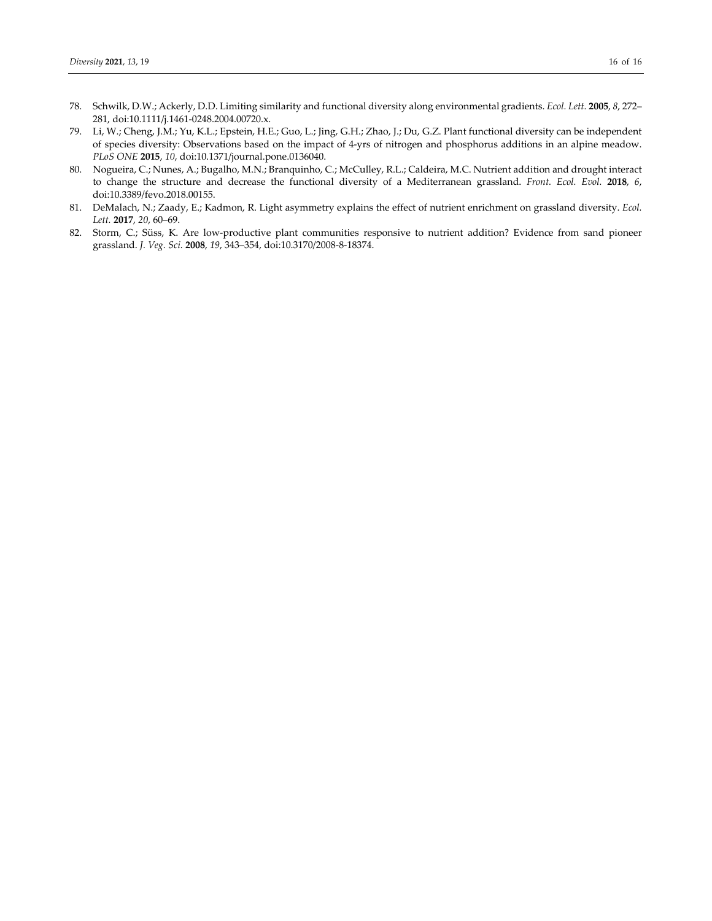78. Schwilk, D.W.; Ackerly, D.D. Limiting similarity and functional diversity along environmental gradients. *Ecol. Lett.* **2005**, *8*, 272–281, doi:10.1111/j.1461-0248.2004.00720.x.
79. Li, W.; Cheng, J.M.; Yu, K.L.; Epstein, H.E.; Guo, L.; Jing, G.H.; Zhao, J.; Du, G.Z. Plant functional diversity can be independent of species diversity: Observations based on the impact of 4-yrs of nitrogen and phosphorus additions in an alpine meadow. *PLoS ONE* **2015**, *10*, doi:10.1371/journal.pone.0136040.
80. Nogueira, C.; Nunes, A.; Bugalho, M.N.; Branquinho, C.; McCulley, R.L.; Caldeira, M.C. Nutrient addition and drought interact to change the structure and decrease the functional diversity of a Mediterranean grassland. *Front. Ecol. Evol.* **2018**, *6*, doi:10.3389/fevo.2018.00155.
81. DeMalach, N.; Zaady, E.; Kadmon, R. Light asymmetry explains the effect of nutrient enrichment on grassland diversity. *Ecol. Lett.* **2017**, *20*, 60–69.
82. Storm, C.; Süss, K. Are low-productive plant communities responsive to nutrient addition? Evidence from sand pioneer grassland. *J. Veg. Sci.* **2008**, *19*, 343–354, doi:10.3170/2008-8-18374.